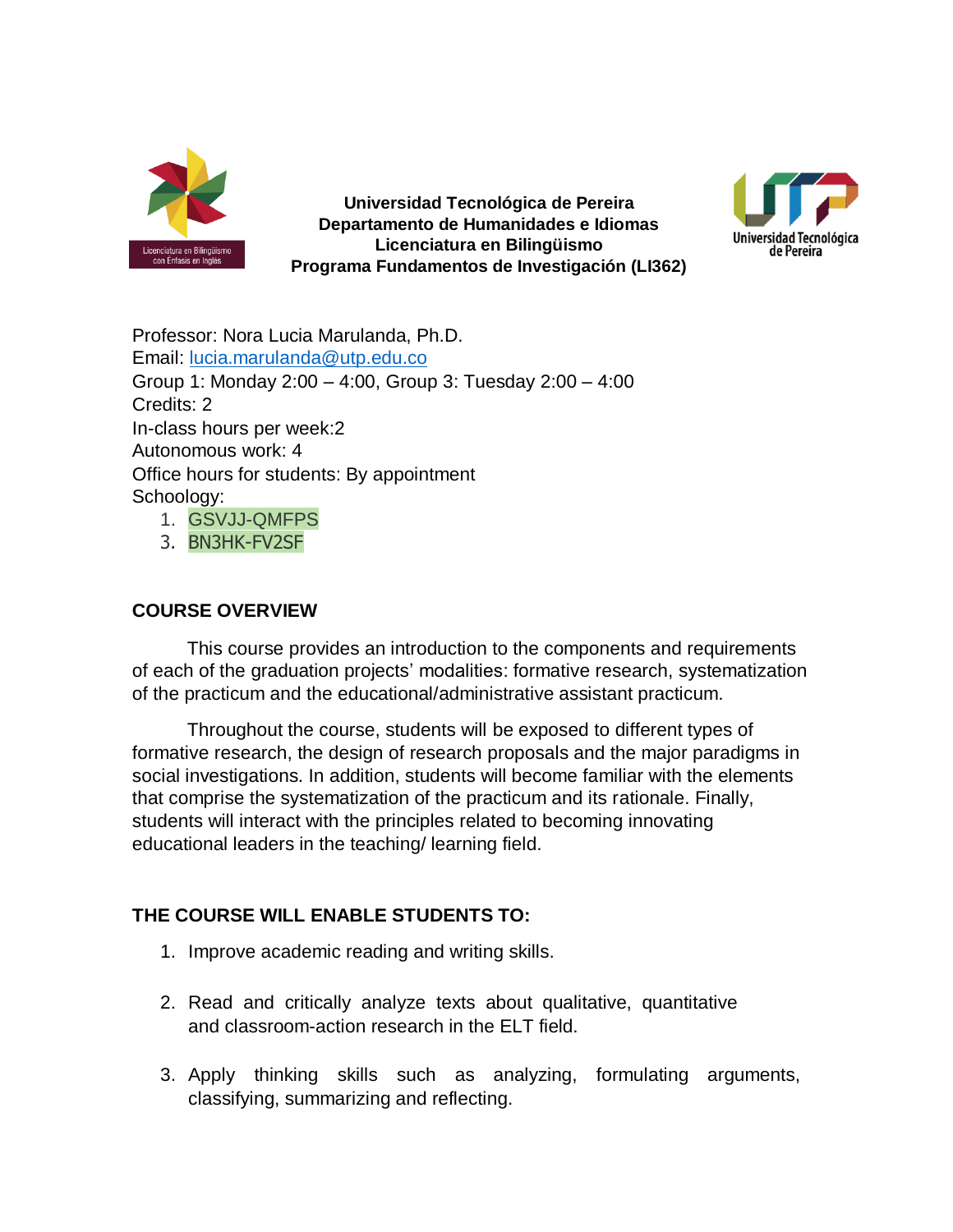**Universidad Tecnológica de Pereira**
**Departamento de Humanidades e Idiomas**
**Licenciatura en Bilingüismo**
**Programa Fundamentos de Investigación (LI362)**

Professor: Nora Lucia Marulanda, Ph.D.
Email: lucia.marulanda@utp.edu.co
Group 1: Monday 2:00 – 4:00, Group 3: Tuesday 2:00 – 4:00
Credits: 2
In-class hours per week:2
Autonomous work: 4
Office hours for students: By appointment
Schoology:

1. GSVJJ-QMFPS
3. BN3HK-FV2SF

## COURSE OVERVIEW

This course provides an introduction to the components and requirements of each of the graduation projects' modalities: formative research, systematization of the practicum and the educational/administrative assistant practicum.

Throughout the course, students will be exposed to different types of formative research, the design of research proposals and the major paradigms in social investigations. In addition, students will become familiar with the elements that comprise the systematization of the practicum and its rationale. Finally, students will interact with the principles related to becoming innovating educational leaders in the teaching/ learning field.

## THE COURSE WILL ENABLE STUDENTS TO:

1. Improve academic reading and writing skills.

2. Read and critically analyze texts about qualitative, quantitative and classroom-action research in the ELT field.

3. Apply thinking skills such as analyzing, formulating arguments, classifying, summarizing and reflecting.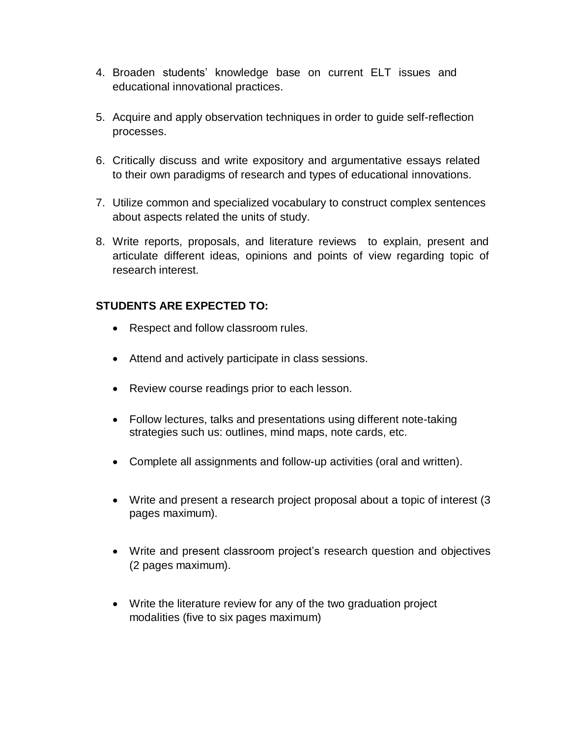4. Broaden students' knowledge base on current ELT issues and educational innovational practices.

5. Acquire and apply observation techniques in order to guide self-reflection processes.

6. Critically discuss and write expository and argumentative essays related to their own paradigms of research and types of educational innovations.

7. Utilize common and specialized vocabulary to construct complex sentences about aspects related the units of study.

8. Write reports, proposals, and literature reviews to explain, present and articulate different ideas, opinions and points of view regarding topic of research interest.

**STUDENTS ARE EXPECTED TO:**

- Respect and follow classroom rules.
- Attend and actively participate in class sessions.
- Review course readings prior to each lesson.
- Follow lectures, talks and presentations using different note-taking strategies such us: outlines, mind maps, note cards, etc.
- Complete all assignments and follow-up activities (oral and written).
- Write and present a research project proposal about a topic of interest (3 pages maximum).
- Write and present classroom project's research question and objectives (2 pages maximum).
- Write the literature review for any of the two graduation project modalities (five to six pages maximum)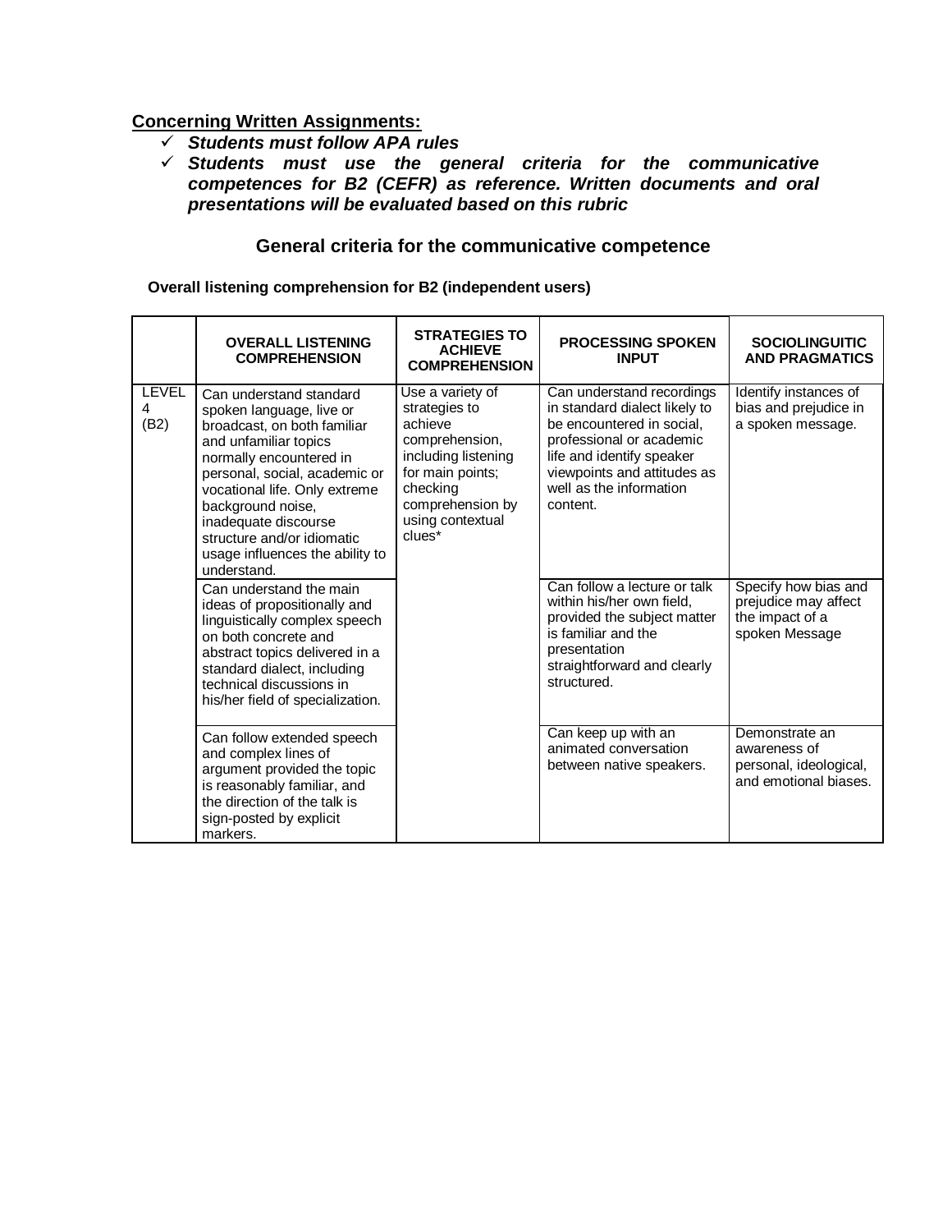**Concerning Written Assignments:**

- ✓ ***Students must follow APA rules***
- ✓ ***Students must use the general criteria for the communicative competences for B2 (CEFR) as reference. Written documents and oral presentations will be evaluated based on this rubric***

## General criteria for the communicative competence

**Overall listening comprehension for B2 (independent users)**

| | OVERALL LISTENING COMPREHENSION | STRATEGIES TO ACHIEVE COMPREHENSION | PROCESSING SPOKEN INPUT | SOCIOLINGUITIC AND PRAGMATICS |
|---|---|---|---|---|
| LEVEL 4 (B2) | Can understand standard spoken language, live or broadcast, on both familiar and unfamiliar topics normally encountered in personal, social, academic or vocational life. Only extreme background noise, inadequate discourse structure and/or idiomatic usage influences the ability to understand. | Use a variety of strategies to achieve comprehension, including listening for main points; checking comprehension by using contextual clues* | Can understand recordings in standard dialect likely to be encountered in social, professional or academic life and identify speaker viewpoints and attitudes as well as the information content. | Identify instances of bias and prejudice in a spoken message. |
| | Can understand the main ideas of propositionally and linguistically complex speech on both concrete and abstract topics delivered in a standard dialect, including technical discussions in his/her field of specialization. | | Can follow a lecture or talk within his/her own field, provided the subject matter is familiar and the presentation straightforward and clearly structured. | Specify how bias and prejudice may affect the impact of a spoken Message |
| | Can follow extended speech and complex lines of argument provided the topic is reasonably familiar, and the direction of the talk is sign-posted by explicit markers. | | Can keep up with an animated conversation between native speakers. | Demonstrate an awareness of personal, ideological, and emotional biases. |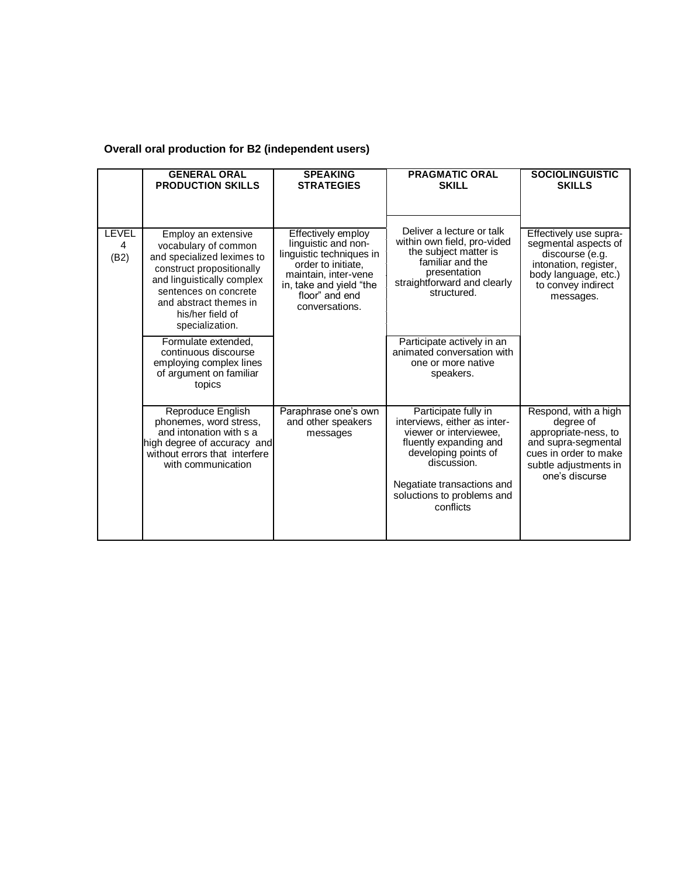**Overall oral production for B2 (independent users)**

| | GENERAL ORAL PRODUCTION SKILLS | SPEAKING STRATEGIES | PRAGMATIC ORAL SKILL | SOCIOLINGUISTIC SKILLS |
|---|---|---|---|---|
| LEVEL 4 (B2) | Employ an extensive vocabulary of common and specialized leximes to construct propositionally and linguistically complex sentences on concrete and abstract themes in his/her field of specialization. | Effectively employ linguistic and non-linguistic techniques in order to initiate, maintain, inter-vene in, take and yield "the floor" and end conversations. | Deliver a lecture or talk within own field, pro-vided the subject matter is familiar and the presentation straightforward and clearly structured. | Effectively use supra-segmental aspects of discourse (e.g. intonation, register, body language, etc.) to convey indirect messages. |
| | Formulate extended, continuous discourse employing complex lines of argument on familiar topics | | Participate actively in an animated conversation with one or more native speakers. | |
| | Reproduce English phonemes, word stress, and intonation with s a high degree of accuracy and without errors that interfere with communication | Paraphrase one's own and other speakers messages | Participate fully in interviews, either as inter-viewer or interviewee, fluently expanding and developing points of discussion.<br><br>Negatiate transactions and solucti​ons to problems and conflicts | Respond, with a high degree of appropriate-ness, to and supra-segmental cues in order to make subtle adjustments in one's discurse |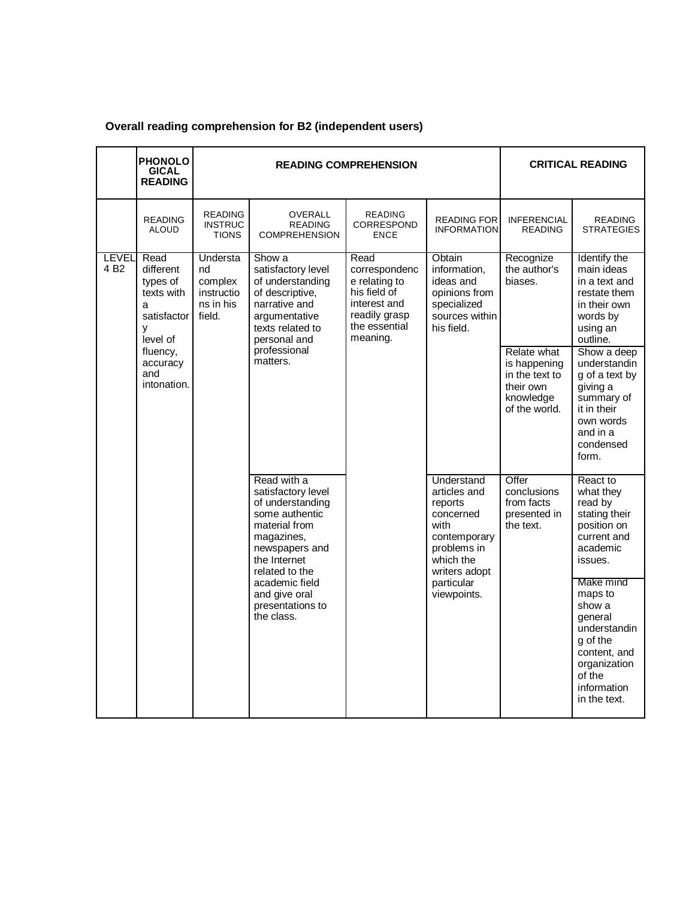**Overall reading comprehension for B2 (independent users)**

| | PHONOLOGICAL READING | READING COMPREHENSION | | | | CRITICAL READING | |
|---|---|---|---|---|---|---|---|
| | READING ALOUD | READING INSTRUCTIONS | OVERALL READING COMPREHENSION | READING CORRESPONDENCE | READING FOR INFORMATION | INFERENCIAL READING | READING STRATEGIES |
| LEVEL 4 B2 | Read different types of texts with a satisfactory level of fluency, accuracy and intonation. | Understand complex instructions in his field. | Show a satisfactory level of understanding of descriptive, narrative and argumentative texts related to personal and professional matters. | Read correspondence relating to his field of interest and readily grasp the essential meaning. | Obtain information, ideas and opinions from specialized sources within his field. | Recognize the author's biases. | Identify the main ideas in a text and restate them in their own words by using an outline. |
| | | | | | | Relate what is happening in the text to their own knowledge of the world. | Show a deep understanding of a text by giving a summary of it in their own words and in a condensed form. |
| | | | Read with a satisfactory level of understanding some authentic material from magazines, newspapers and the Internet related to the academic field and give oral presentations to the class. | | Understand articles and reports concerned with contemporary problems in which the writers adopt particular viewpoints. | Offer conclusions from facts presented in the text. | React to what they read by stating their position on current and academic issues. |
| | | | | | | | Make mind maps to show a general understanding of the content, and organization of the information in the text. |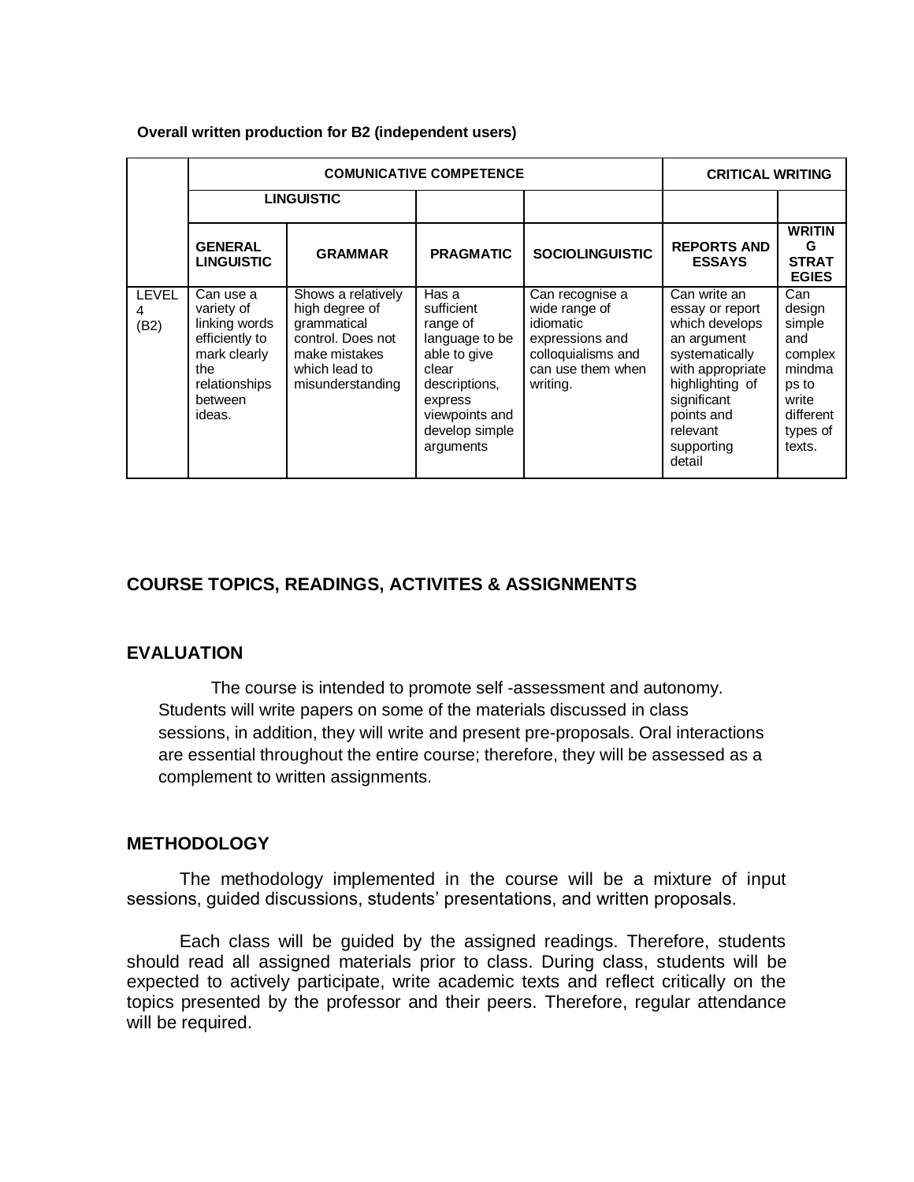**Overall written production for B2 (independent users)**

| | COMUNICATIVE COMPETENCE | | | | CRITICAL WRITING | |
|---|---|---|---|---|---|---|
| | LINGUISTIC | | | | | |
| | GENERAL LINGUISTIC | GRAMMAR | PRAGMATIC | SOCIOLINGUISTIC | REPORTS AND ESSAYS | WRITING STRATEGIES |
| LEVEL 4 (B2) | Can use a variety of linking words efficiently to mark clearly the relationships between ideas. | Shows a relatively high degree of grammatical control. Does not make mistakes which lead to misunderstanding | Has a sufficient range of language to be able to give clear descriptions, express viewpoints and develop simple arguments | Can recognise a wide range of idiomatic expressions and colloquialisms and can use them when writing. | Can write an essay or report which develops an argument systematically with appropriate highlighting of significant points and relevant supporting detail | Can design simple and complex mindmaps to write different types of texts. |

## COURSE TOPICS, READINGS, ACTIVITES & ASSIGNMENTS

## EVALUATION

The course is intended to promote self -assessment and autonomy. Students will write papers on some of the materials discussed in class sessions, in addition, they will write and present pre-proposals. Oral interactions are essential throughout the entire course; therefore, they will be assessed as a complement to written assignments.

## METHODOLOGY

The methodology implemented in the course will be a mixture of input sessions, guided discussions, students' presentations, and written proposals.

Each class will be guided by the assigned readings. Therefore, students should read all assigned materials prior to class. During class, students will be expected to actively participate, write academic texts and reflect critically on the topics presented by the professor and their peers. Therefore, regular attendance will be required.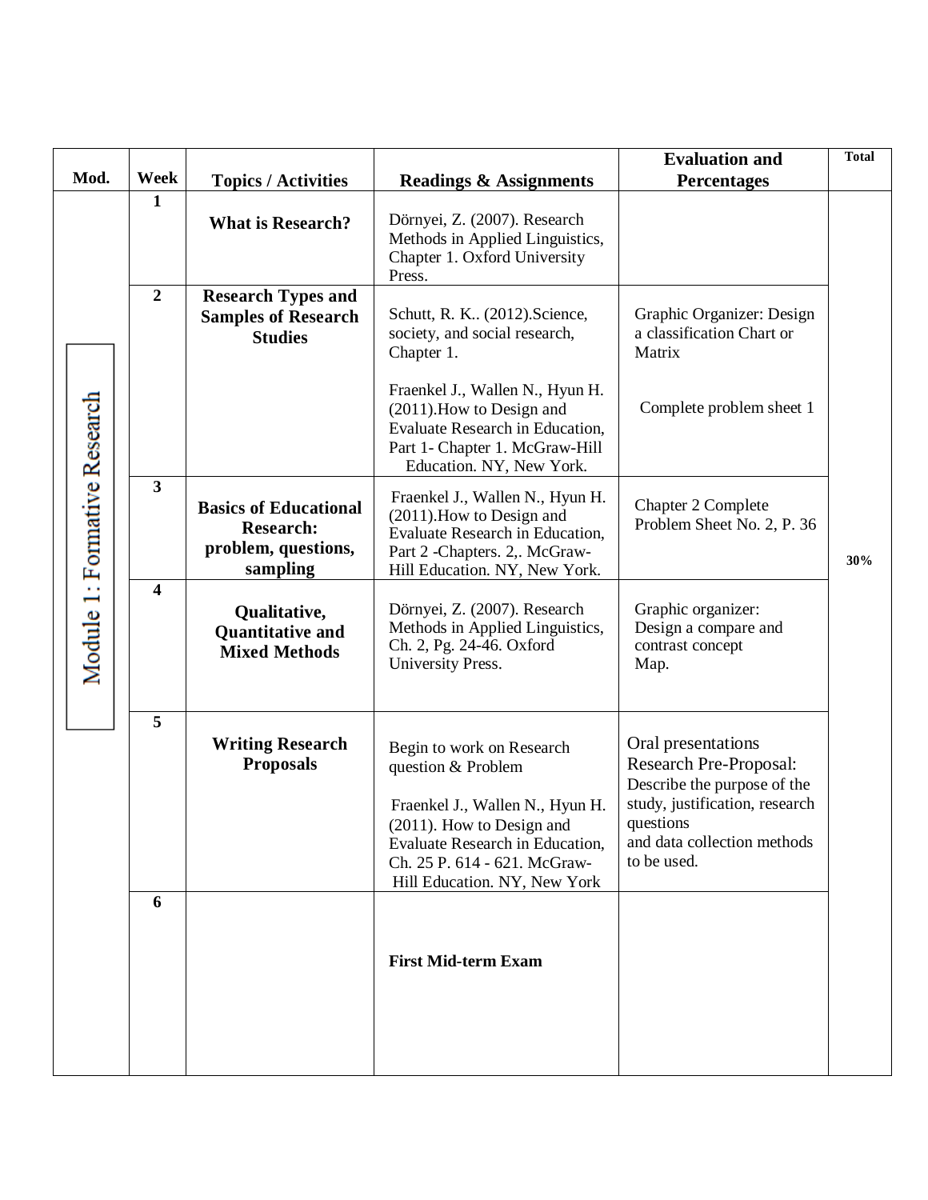| Mod. | Week | Topics / Activities | Readings & Assignments | Evaluation and Percentages | Total |
|---|---|---|---|---|---|
| Module 1: Formative Research | 1 | **What is Research?** | Dörnyei, Z. (2007). Research Methods in Applied Linguistics, Chapter 1. Oxford University Press. | | 30% |
| | 2 | **Research Types and Samples of Research Studies** | Schutt, R. K.. (2012).Science, society, and social research, Chapter 1.<br><br>Fraenkel J., Wallen N., Hyun H. (2011).How to Design and Evaluate Research in Education, Part 1- Chapter 1. McGraw-Hill Education. NY, New York. | Graphic Organizer: Design a classification Chart or Matrix<br><br>Complete problem sheet 1 | |
| | 3 | **Basics of Educational Research: problem, questions, sampling** | Fraenkel J., Wallen N., Hyun H. (2011).How to Design and Evaluate Research in Education, Part 2 -Chapters. 2,. McGraw-Hill Education. NY, New York. | Chapter 2 Complete Problem Sheet No. 2, P. 36 | |
| | 4 | **Qualitative, Quantitative and Mixed Methods** | Dörnyei, Z. (2007). Research Methods in Applied Linguistics, Ch. 2, Pg. 24-46. Oxford University Press. | Graphic organizer: Design a compare and contrast concept Map. | |
| | 5 | **Writing Research Proposals** | Begin to work on Research question & Problem<br><br>Fraenkel J., Wallen N., Hyun H. (2011). How to Design and Evaluate Research in Education, Ch. 25 P. 614 - 621. McGraw-Hill Education. NY, New York | Oral presentations Research Pre-Proposal: Describe the purpose of the study, justification, research questions and data collection methods to be used. | |
| | 6 | | **First Mid-term Exam** | | |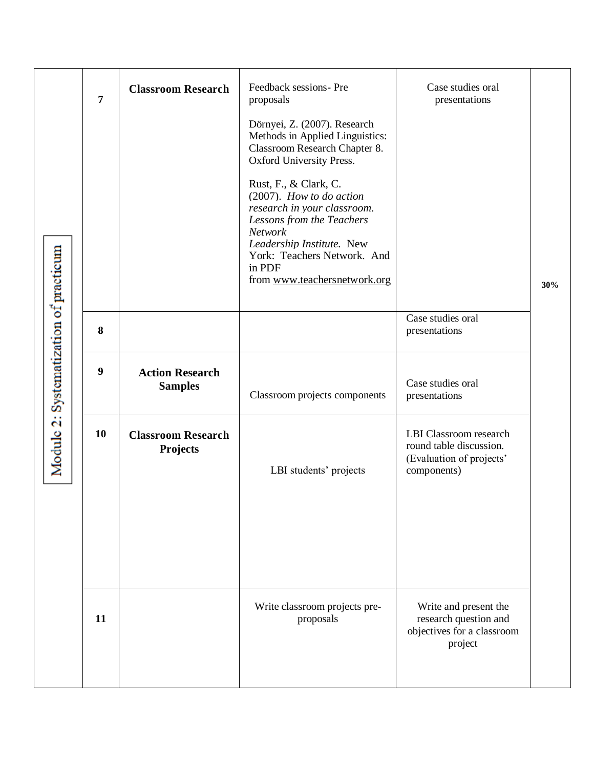| Module 2: Systematization of practicum | 7 | **Classroom Research** | Feedback sessions- Pre proposals<br><br>Dörnyei, Z. (2007). Research Methods in Applied Linguistics: Classroom Research Chapter 8. Oxford University Press.<br><br>Rust, F., & Clark, C. (2007). *How to do action research in your classroom. Lessons from the Teachers Network Leadership Institute.* New York: Teachers Network. And in PDF from www.teachersnetwork.org | Case studies oral presentations | **30%** |
|---|---|---|---|---|---|
| | 8 | | | Case studies oral presentations | |
| | 9 | **Action Research Samples** | Classroom projects components | Case studies oral presentations | |
| | 10 | **Classroom Research Projects** | LBI students' projects | LBI Classroom research round table discussion. (Evaluation of projects' components) | |
| | 11 | | Write classroom projects pre-proposals | Write and present the research question and objectives for a classroom project | |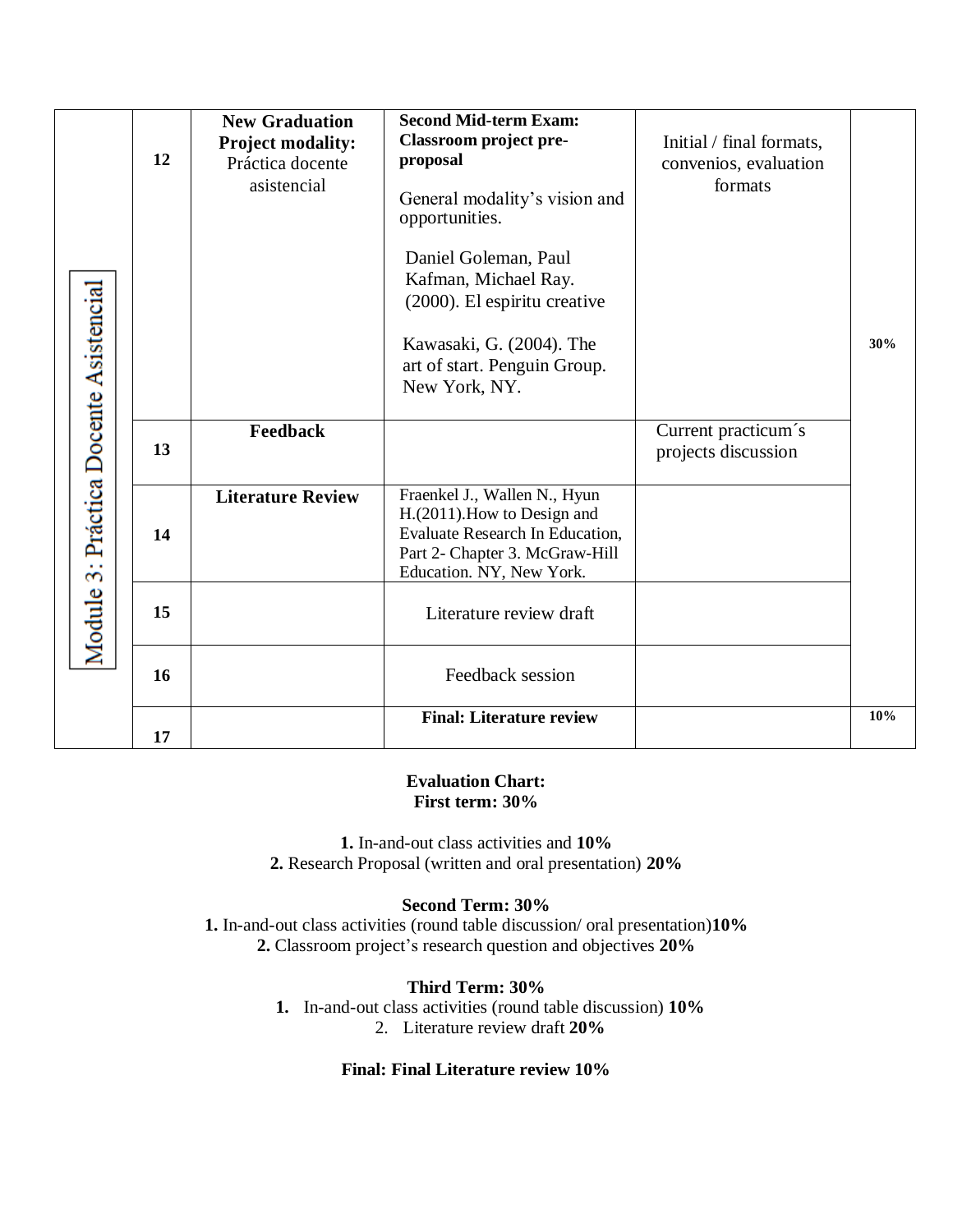| Module 3: Práctica Docente Asistencial | 12 | **New Graduation Project modality:** Práctica docente asistencial | **Second Mid-term Exam: Classroom project pre-proposal**<br><br>General modality's vision and opportunities.<br><br>Daniel Goleman, Paul Kafman, Michael Ray. (2000). El espiritu creative<br><br>Kawasaki, G. (2004). The art of start. Penguin Group. New York, NY. | Initial / final formats, convenios, evaluation formats | **30%** |
|---|---|---|---|---|---|
| | 13 | **Feedback** | | Current practicum´s projects discussion | |
| | 14 | **Literature Review** | Fraenkel J., Wallen N., Hyun H.(2011).How to Design and Evaluate Research In Education, Part 2- Chapter 3. McGraw-Hill Education. NY, New York. | | |
| | 15 | | Literature review draft | | |
| | 16 | | Feedback session | | |
| | 17 | | **Final: Literature review** | | **10%** |

**Evaluation Chart:**
**First term: 30%**

**1.** In-and-out class activities and **10%**
**2.** Research Proposal (written and oral presentation) **20%**

**Second Term: 30%**
**1.** In-and-out class activities (round table discussion/ oral presentation)**10%**
**2.** Classroom project's research question and objectives **20%**

**Third Term: 30%**
**1.** In-and-out class activities (round table discussion) **10%**
2. Literature review draft **20%**

**Final: Final Literature review 10%**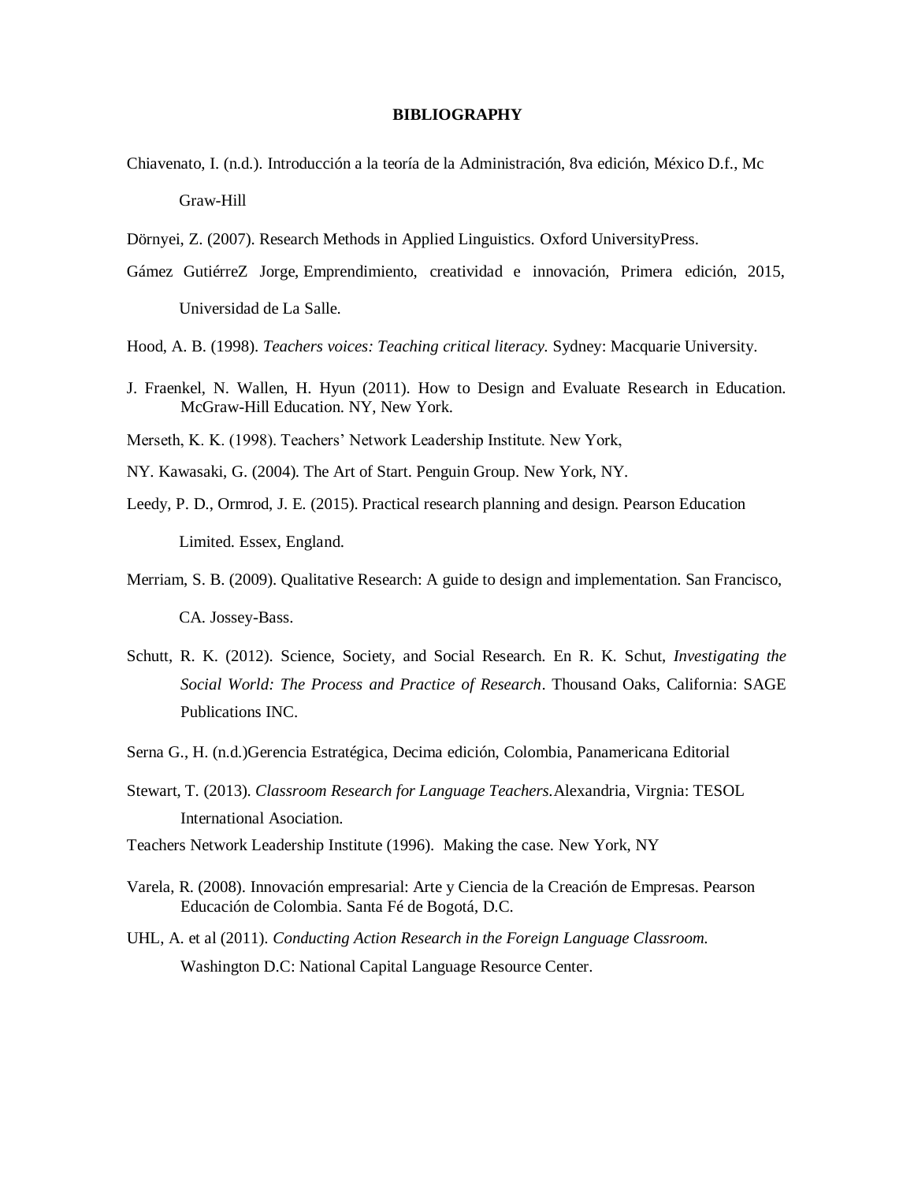**BIBLIOGRAPHY**

Chiavenato, I. (n.d.). Introducción a la teoría de la Administración, 8va edición, México D.f., Mc Graw-Hill

Dörnyei, Z. (2007). Research Methods in Applied Linguistics. Oxford UniversityPress.

Gámez GutiérreZ Jorge, Emprendimiento, creatividad e innovación, Primera edición, 2015, Universidad de La Salle.

Hood, A. B. (1998). *Teachers voices: Teaching critical literacy.* Sydney: Macquarie University.

J. Fraenkel, N. Wallen, H. Hyun (2011). How to Design and Evaluate Research in Education. McGraw-Hill Education. NY, New York.

Merseth, K. K. (1998). Teachers' Network Leadership Institute. New York,

NY. Kawasaki, G. (2004). The Art of Start. Penguin Group. New York, NY.

Leedy, P. D., Ormrod, J. E. (2015). Practical research planning and design. Pearson Education Limited. Essex, England.

Merriam, S. B. (2009). Qualitative Research: A guide to design and implementation. San Francisco, CA. Jossey-Bass.

Schutt, R. K. (2012). Science, Society, and Social Research. En R. K. Schut, *Investigating the Social World: The Process and Practice of Research*. Thousand Oaks, California: SAGE Publications INC.

Serna G., H. (n.d.)Gerencia Estratégica, Decima edición, Colombia, Panamericana Editorial

Stewart, T. (2013). *Classroom Research for Language Teachers.*Alexandria, Virgnia: TESOL International Asociation.

Teachers Network Leadership Institute (1996). Making the case. New York, NY

Varela, R. (2008). Innovación empresarial: Arte y Ciencia de la Creación de Empresas. Pearson Educación de Colombia. Santa Fé de Bogotá, D.C.

UHL, A. et al (2011). *Conducting Action Research in the Foreign Language Classroom.* Washington D.C: National Capital Language Resource Center.